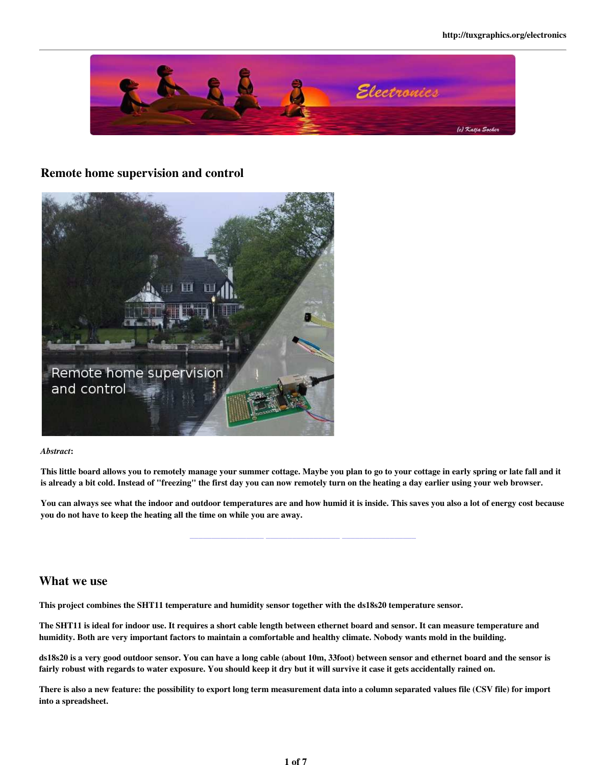# Remote home supervision and control

*Abstract*:

**This little board allows you to remotely manage your summer cottage. Maybe you plan to go to your cottage in early spring or late fall and it is already a bit cold. Instead of "freezing" the first day you can now remotely turn on the heating a day earlier using your web browser.**

**You can always see what the indoor and outdoor temperatures are and how humid it is inside. This saves you also a lot of energy cost because you do not have to keep the heating all the time on while you are away.**

## What we use

**This project combines the SHT11 temperature and humidity sensor together with the ds18s20 temperature sensor.**

**The SHT11 is ideal for indoor use. It requires a short cable length between ethernet board and sensor. It can measure temperature and humidity. Both are very important factors to maintain a comfortable and healthy climate. Nobody wants mold in the building.**

**ds18s20 is a very good outdoor sensor. You can have a long cable (about 10m, 33foot) between sensor and ethernet board and the sensor is fairly robust with regards to water exposure. You should keep it dry but it will survive it case it gets accidentally rained on.**

**There is also a new feature: the possibility to export long term measurement data into a column separated values file (CSV file) for import into a spreadsheet.**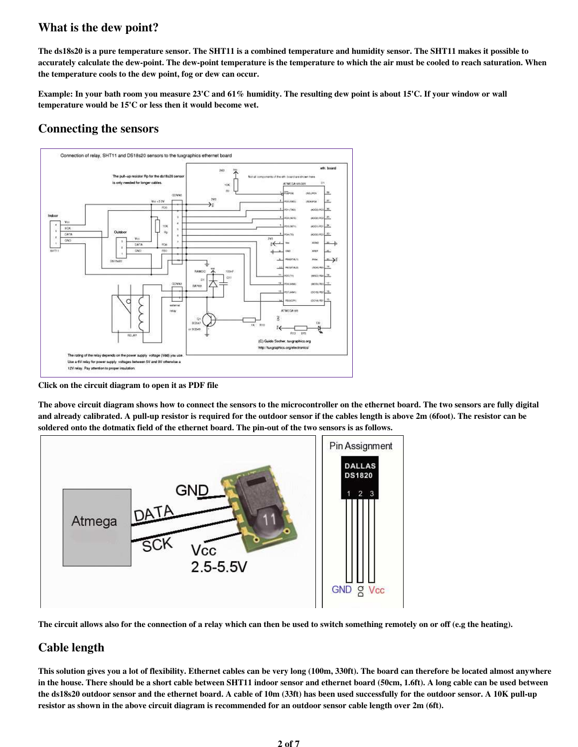## What is the dew point?

**The ds18s20 is a pure temperature sensor. The SHT11 is a combined temperature and humidity sensor. The SHT11 makes it possible to accurately calculate the dew-point. The dew-point temperature is the temperature to which the air must be cooled to reach saturation. When the temperature cools to the dew point, fog or dew can occur.**

**Example: In your bath room you measure 23'C and 61% humidity. The resulting dew point is about 15'C. If your window or wall temperature would be 15'C or less then it would become wet.**

## Connecting the sensors

**Click on the circuit diagram to open it as PDF file**

**The above circuit diagram shows how to connect the sensors to the microcontroller on the ethernet board. The two sensors are fully digital and already calibrated. A pull-up resistor is required for the outdoor sensor if the cables length is above 2m (6foot). The resistor can be soldered onto the dotmatix field of the ethernet board. The pin-out of the two sensors is as follows.**

**The circuit allows also for the connection of a relay which can then be used to switch something remotely on or off (e.g the heating).**

## Cable length

**This solution gives you a lot of flexibility. Ethernet cables can be very long (100m, 330ft). The board can therefore be located almost anywhere in the house. There should be a short cable between SHT11 indoor sensor and ethernet board (50cm, 1.6ft). A long cable can be used between the ds18s20 outdoor sensor and the ethernet board. A cable of 10m (33ft) has been used successfully for the outdoor sensor. A 10K pull-up resistor as shown in the above circuit diagram is recommended for an outdoor sensor cable length over 2m (6ft).**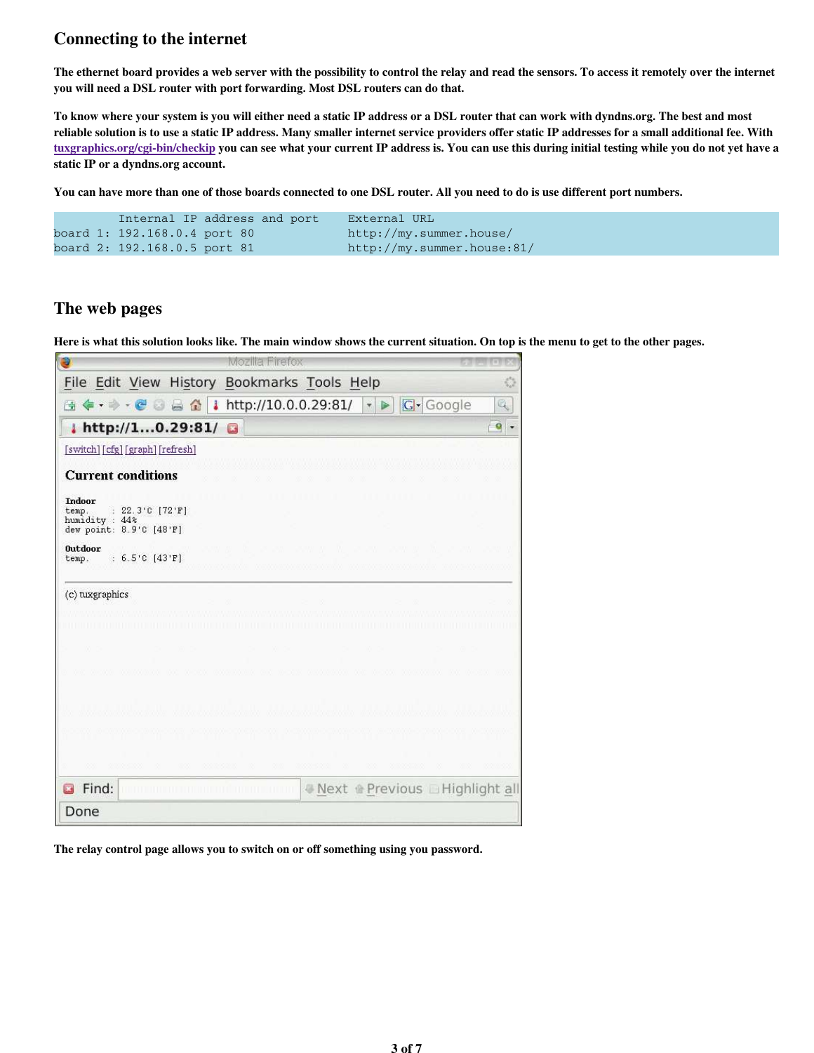## Connecting to the internet

**The ethernet board provides a web server with the possibility to control the relay and read the sensors. To access it remotely over the internet you will need a DSL router with port forwarding. Most DSL routers can do that.**

**To know where your system is you will either need a static IP address or a DSL router that can work with dyndns.org. The best and most reliable solution is to use a static IP address. Many smaller internet service providers offer static IP addresses for a small additional fee. With [tuxgraphics.org/cgi-bin/checkip](tuxgraphics.org/cgi-bin/checkip) you can see what your current IP address is. You can use this during initial testing while you do not yet have a static IP or a dyndns.org account.**

**You can have more than one of those boards connected to one DSL router. All you need to do is use different port numbers.**

```
         Internal IP address and port    External URL
board 1: 192.168.0.4 port 80             http://my.summer.house/
board 2: 192.168.0.5 port 81             http://my.summer.house:81/
```

## The web pages

**Here is what this solution looks like. The main window shows the current situation. On top is the menu to get to the other pages.**

**The relay control page allows you to switch on or off something using you password.**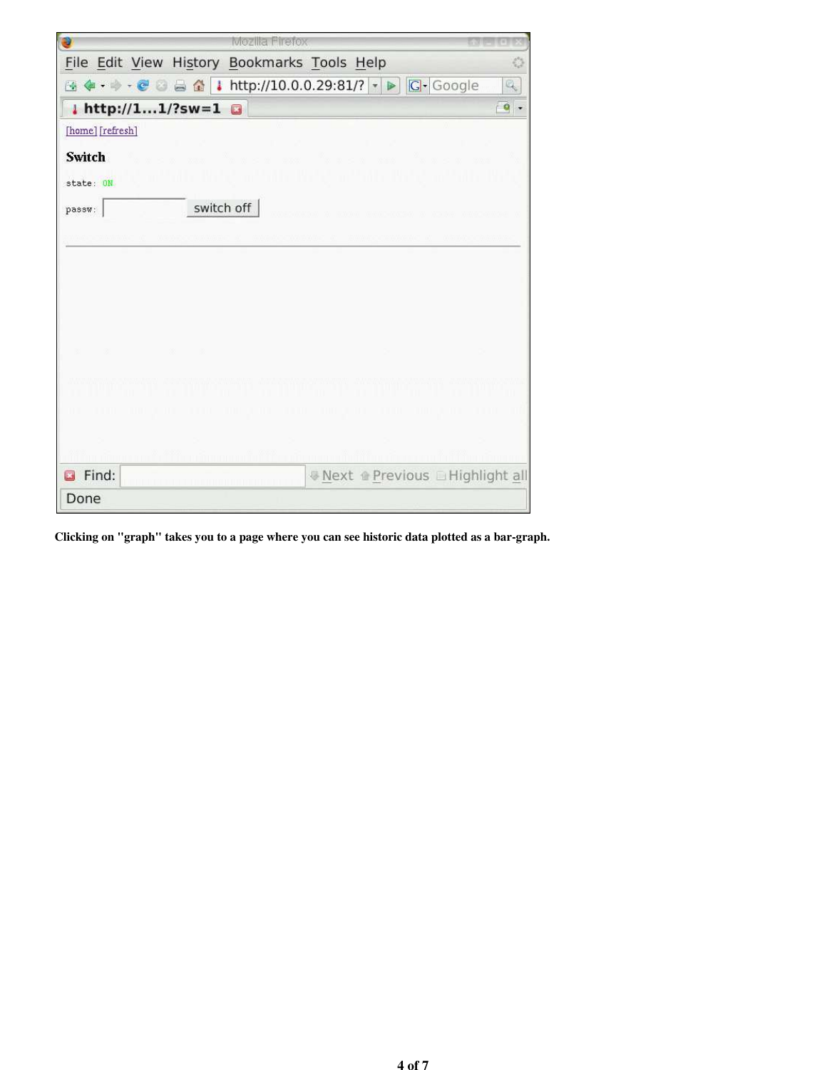**Clicking on "graph" takes you to a page where you can see historic data plotted as a bar-graph.**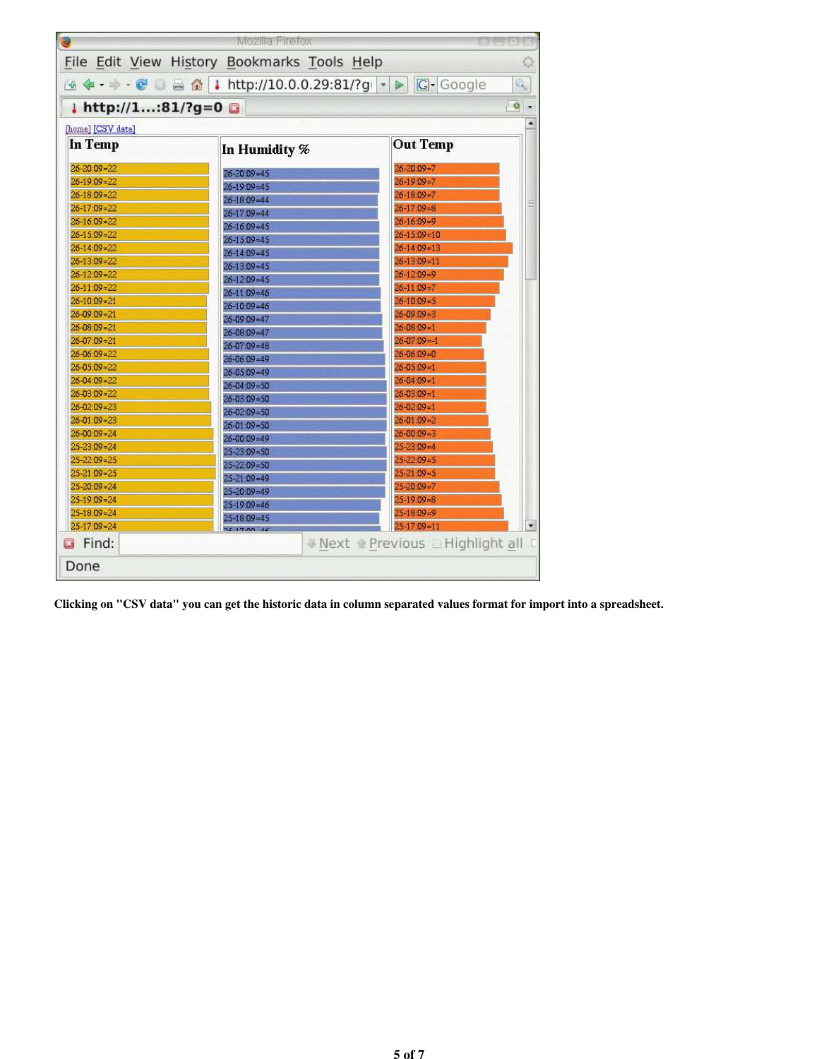**Clicking on "CSV data" you can get the historic data in column separated values format for import into a spreadsheet.**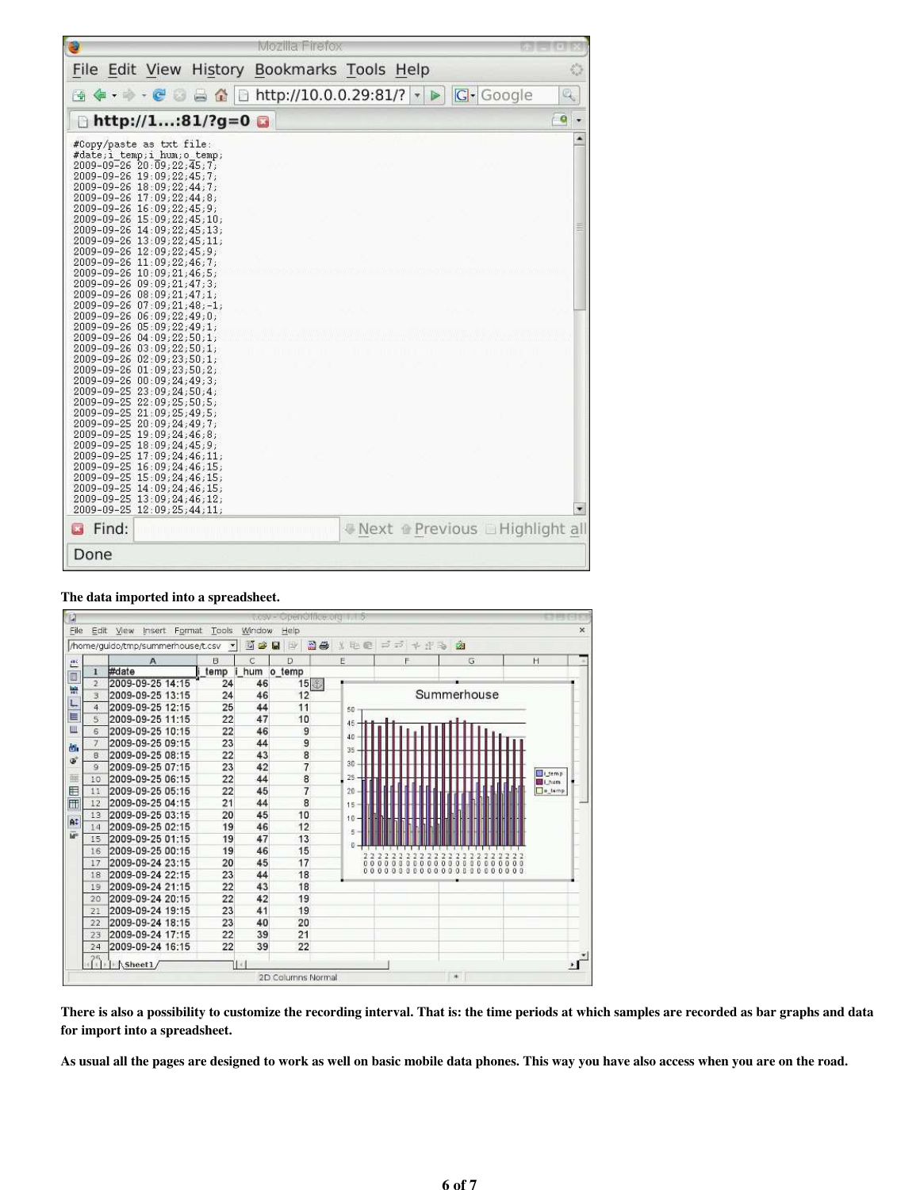**The data imported into a spreadsheet.**

**There is also a possibility to customize the recording interval. That is: the time periods at which samples are recorded as bar graphs and data for import into a spreadsheet.**

**As usual all the pages are designed to work as well on basic mobile data phones. This way you have also access when you are on the road.**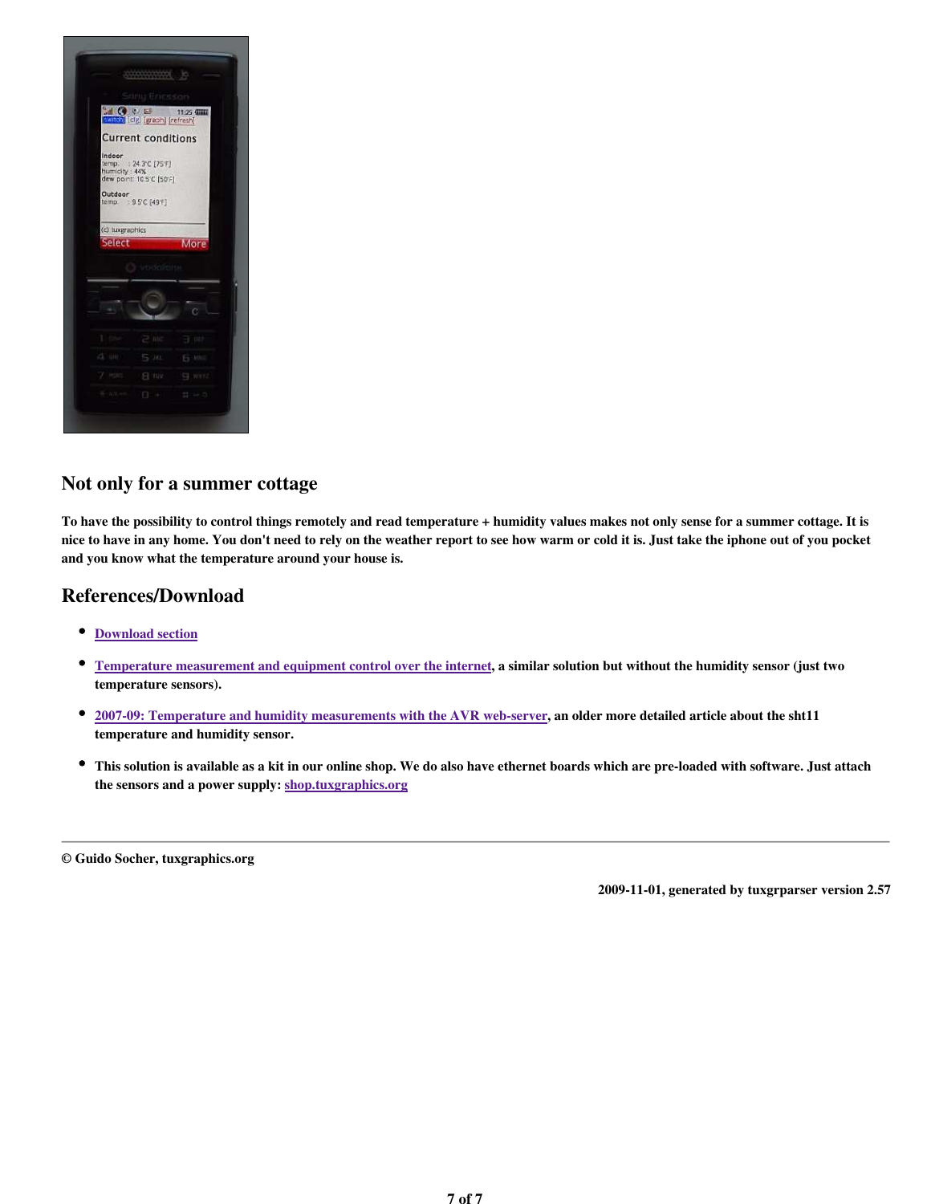## Not only for a summer cottage

**To have the possibility to control things remotely and read temperature + humidity values makes not only sense for a summer cottage. It is nice to have in any home. You don't need to rely on the weather report to see how warm or cold it is. Just take the iphone out of you pocket and you know what the temperature around your house is.**

## References/Download

- **Download section**
- **Temperature measurement and equipment control over the internet, a similar solution but without the humidity sensor (just two temperature sensors).**
- **2007-09: Temperature and humidity measurements with the AVR web-server, an older more detailed article about the sht11 temperature and humidity sensor.**
- **This solution is available as a kit in our online shop. We do also have ethernet boards which are pre-loaded with software. Just attach the sensors and a power supply: shop.tuxgraphics.org**

---

**© Guido Socher, tuxgraphics.org**

**2009-11-01, generated by tuxgrparser version 2.57**